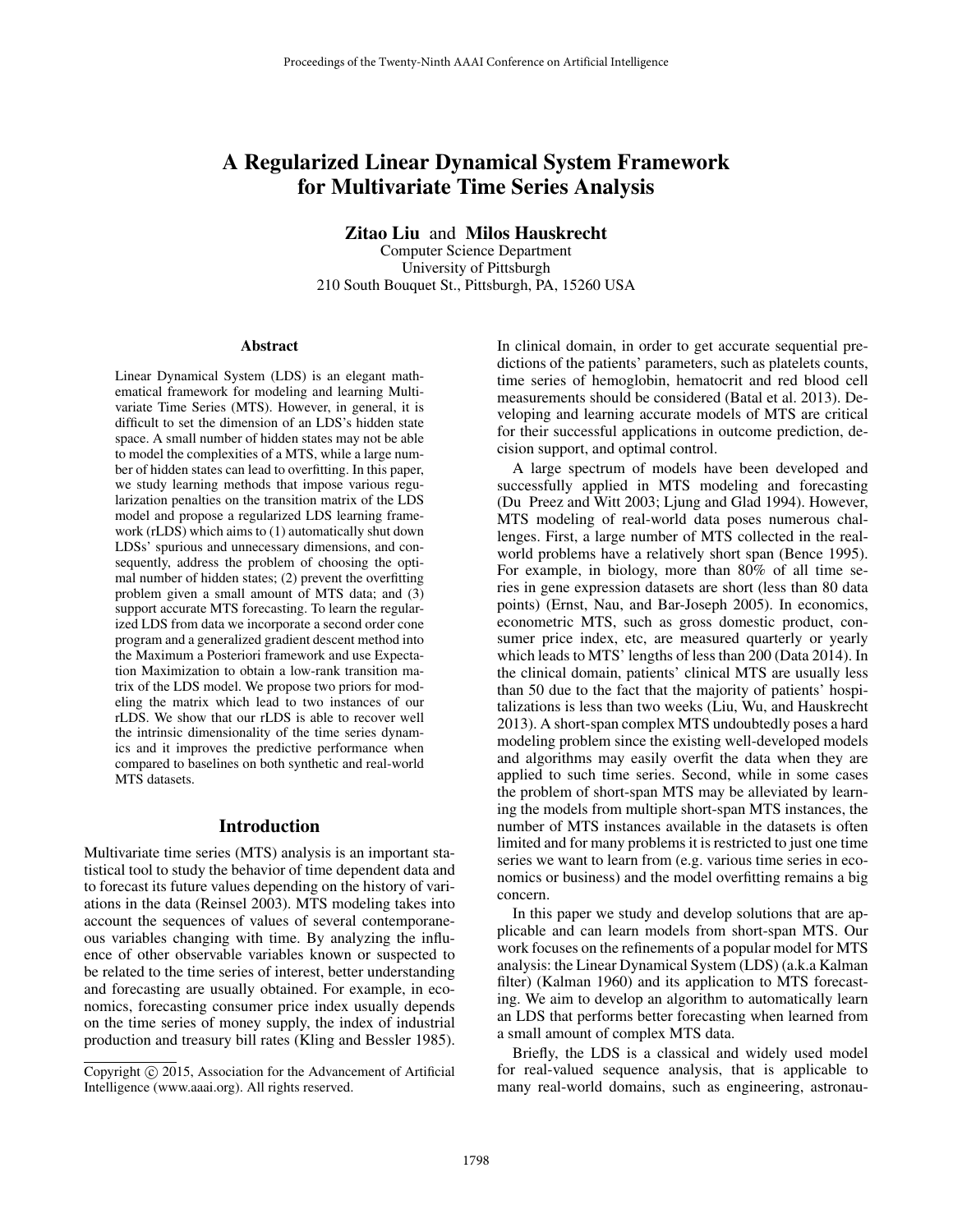# A Regularized Linear Dynamical System Framework for Multivariate Time Series Analysis

**Zitao Liu** and **Milos Hauskrecht**
Computer Science Department
University of Pittsburgh
210 South Bouquet St., Pittsburgh, PA, 15260 USA

## Abstract

Linear Dynamical System (LDS) is an elegant mathematical framework for modeling and learning Multivariate Time Series (MTS). However, in general, it is difficult to set the dimension of an LDS's hidden state space. A small number of hidden states may not be able to model the complexities of a MTS, while a large number of hidden states can lead to overfitting. In this paper, we study learning methods that impose various regularization penalties on the transition matrix of the LDS model and propose a regularized LDS learning framework (rLDS) which aims to (1) automatically shut down LDSs' spurious and unnecessary dimensions, and consequently, address the problem of choosing the optimal number of hidden states; (2) prevent the overfitting problem given a small amount of MTS data; and (3) support accurate MTS forecasting. To learn the regularized LDS from data we incorporate a second order cone program and a generalized gradient descent method into the Maximum a Posteriori framework and use Expectation Maximization to obtain a low-rank transition matrix of the LDS model. We propose two priors for modeling the matrix which lead to two instances of our rLDS. We show that our rLDS is able to recover well the intrinsic dimensionality of the time series dynamics and it improves the predictive performance when compared to baselines on both synthetic and real-world MTS datasets.

## Introduction

Multivariate time series (MTS) analysis is an important statistical tool to study the behavior of time dependent data and to forecast its future values depending on the history of variations in the data (Reinsel 2003). MTS modeling takes into account the sequences of values of several contemporaneous variables changing with time. By analyzing the influence of other observable variables known or suspected to be related to the time series of interest, better understanding and forecasting are usually obtained. For example, in economics, forecasting consumer price index usually depends on the time series of money supply, the index of industrial production and treasury bill rates (Kling and Bessler 1985). In clinical domain, in order to get accurate sequential predictions of the patients' parameters, such as platelets counts, time series of hemoglobin, hematocrit and red blood cell measurements should be considered (Batal et al. 2013). Developing and learning accurate models of MTS are critical for their successful applications in outcome prediction, decision support, and optimal control.

A large spectrum of models have been developed and successfully applied in MTS modeling and forecasting (Du Preez and Witt 2003; Ljung and Glad 1994). However, MTS modeling of real-world data poses numerous challenges. First, a large number of MTS collected in the real-world problems have a relatively short span (Bence 1995). For example, in biology, more than 80% of all time series in gene expression datasets are short (less than 80 data points) (Ernst, Nau, and Bar-Joseph 2005). In economics, econometric MTS, such as gross domestic product, consumer price index, etc, are measured quarterly or yearly which leads to MTS' lengths of less than 200 (Data 2014). In the clinical domain, patients' clinical MTS are usually less than 50 due to the fact that the majority of patients' hospitalizations is less than two weeks (Liu, Wu, and Hauskrecht 2013). A short-span complex MTS undoubtedly poses a hard modeling problem since the existing well-developed models and algorithms may easily overfit the data when they are applied to such time series. Second, while in some cases the problem of short-span MTS may be alleviated by learning the models from multiple short-span MTS instances, the number of MTS instances available in the datasets is often limited and for many problems it is restricted to just one time series we want to learn from (e.g. various time series in economics or business) and the model overfitting remains a big concern.

In this paper we study and develop solutions that are applicable and can learn models from short-span MTS. Our work focuses on the refinements of a popular model for MTS analysis: the Linear Dynamical System (LDS) (a.k.a Kalman filter) (Kalman 1960) and its application to MTS forecasting. We aim to develop an algorithm to automatically learn an LDS that performs better forecasting when learned from a small amount of complex MTS data.

Briefly, the LDS is a classical and widely used model for real-valued sequence analysis, that is applicable to many real-world domains, such as engineering, astronau-

Copyright © 2015, Association for the Advancement of Artificial Intelligence (www.aaai.org). All rights reserved.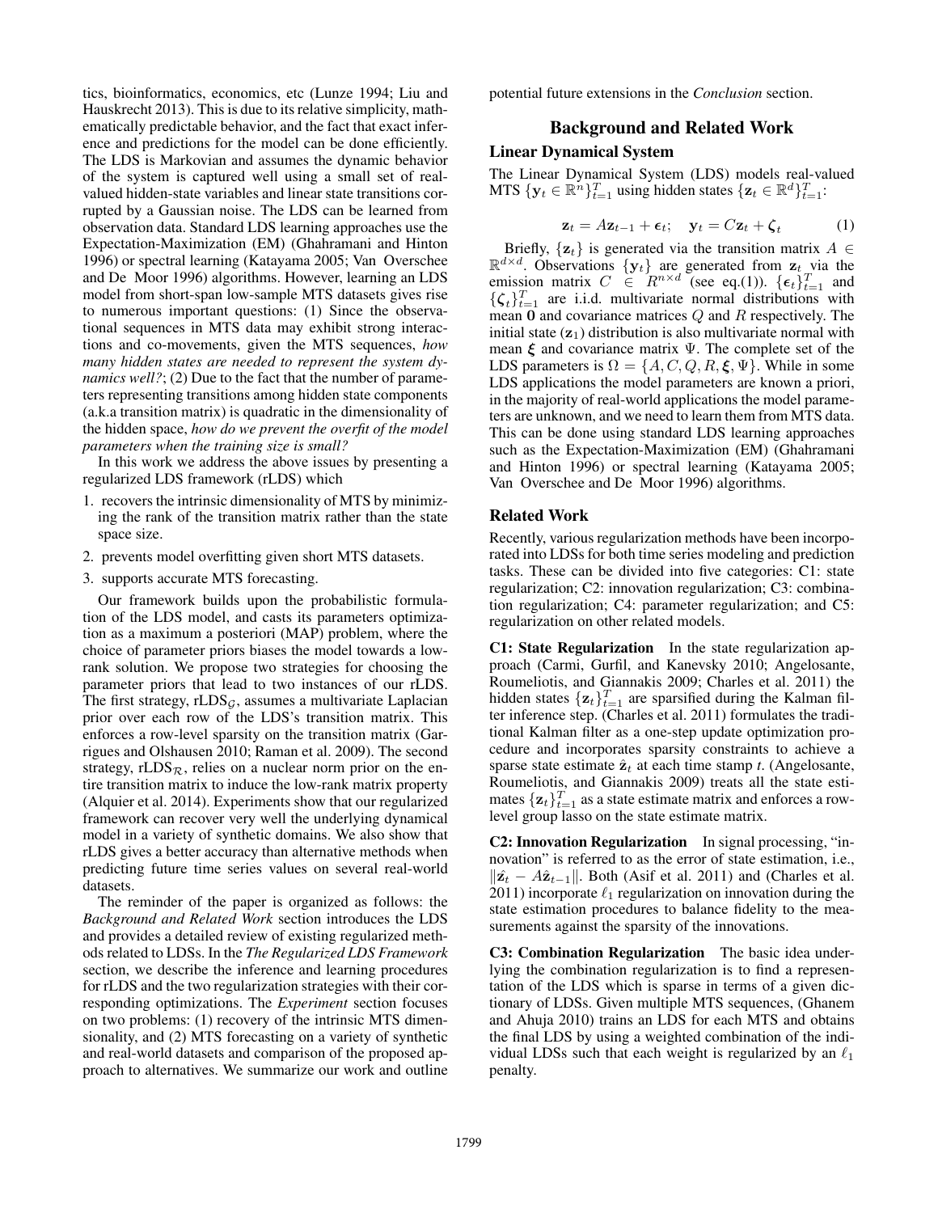tics, bioinformatics, economics, etc (Lunze 1994; Liu and Hauskrecht 2013). This is due to its relative simplicity, mathematically predictable behavior, and the fact that exact inference and predictions for the model can be done efficiently. The LDS is Markovian and assumes the dynamic behavior of the system is captured well using a small set of real-valued hidden-state variables and linear state transitions corrupted by a Gaussian noise. The LDS can be learned from observation data. Standard LDS learning approaches use the Expectation-Maximization (EM) (Ghahramani and Hinton 1996) or spectral learning (Katayama 2005; Van Overschee and De Moor 1996) algorithms. However, learning an LDS model from short-span low-sample MTS datasets gives rise to numerous important questions: (1) Since the observational sequences in MTS data may exhibit strong interactions and co-movements, given the MTS sequences, *how many hidden states are needed to represent the system dynamics well?*; (2) Due to the fact that the number of parameters representing transitions among hidden state components (a.k.a transition matrix) is quadratic in the dimensionality of the hidden space, *how do we prevent the overfit of the model parameters when the training size is small?*

In this work we address the above issues by presenting a regularized LDS framework (rLDS) which

1. recovers the intrinsic dimensionality of MTS by minimizing the rank of the transition matrix rather than the state space size.
2. prevents model overfitting given short MTS datasets.
3. supports accurate MTS forecasting.

Our framework builds upon the probabilistic formulation of the LDS model, and casts its parameters optimization as a maximum a posteriori (MAP) problem, where the choice of parameter priors biases the model towards a low-rank solution. We propose two strategies for choosing the parameter priors that lead to two instances of our rLDS. The first strategy, rLDS$_{\mathcal{G}}$, assumes a multivariate Laplacian prior over each row of the LDS's transition matrix. This enforces a row-level sparsity on the transition matrix (Garrigues and Olshausen 2010; Raman et al. 2009). The second strategy, rLDS$_{\mathcal{R}}$, relies on a nuclear norm prior on the entire transition matrix to induce the low-rank matrix property (Alquier et al. 2014). Experiments show that our regularized framework can recover very well the underlying dynamical model in a variety of synthetic domains. We also show that rLDS gives a better accuracy than alternative methods when predicting future time series values on several real-world datasets.

The reminder of the paper is organized as follows: the *Background and Related Work* section introduces the LDS and provides a detailed review of existing regularized methods related to LDSs. In the *The Regularized LDS Framework* section, we describe the inference and learning procedures for rLDS and the two regularization strategies with their corresponding optimizations. The *Experiment* section focuses on two problems: (1) recovery of the intrinsic MTS dimensionality, and (2) MTS forecasting on a variety of synthetic and real-world datasets and comparison of the proposed approach to alternatives. We summarize our work and outline potential future extensions in the *Conclusion* section.

## Background and Related Work

### Linear Dynamical System

The Linear Dynamical System (LDS) models real-valued MTS $\{\mathbf{y}_t \in \mathbb{R}^n\}_{t=1}^T$ using hidden states $\{\mathbf{z}_t \in \mathbb{R}^d\}_{t=1}^T$:

$$\mathbf{z}_t = A\mathbf{z}_{t-1} + \boldsymbol{\epsilon}_t; \quad \mathbf{y}_t = C\mathbf{z}_t + \boldsymbol{\zeta}_t \tag{1}$$

Briefly, $\{\mathbf{z}_t\}$ is generated via the transition matrix $A \in \mathbb{R}^{d\times d}$. Observations $\{\mathbf{y}_t\}$ are generated from $\mathbf{z}_t$ via the emission matrix $C \in R^{n\times d}$ (see eq.(1)). $\{\boldsymbol{\epsilon}_t\}_{t=1}^T$ and $\{\boldsymbol{\zeta}_t\}_{t=1}^T$ are i.i.d. multivariate normal distributions with mean $\mathbf{0}$ and covariance matrices $Q$ and $R$ respectively. The initial state ($\mathbf{z}_1$) distribution is also multivariate normal with mean $\boldsymbol{\xi}$ and covariance matrix $\Psi$. The complete set of the LDS parameters is $\Omega = \{A, C, Q, R, \boldsymbol{\xi}, \Psi\}$. While in some LDS applications the model parameters are known a priori, in the majority of real-world applications the model parameters are unknown, and we need to learn them from MTS data. This can be done using standard LDS learning approaches such as the Expectation-Maximization (EM) (Ghahramani and Hinton 1996) or spectral learning (Katayama 2005; Van Overschee and De Moor 1996) algorithms.

### Related Work

Recently, various regularization methods have been incorporated into LDSs for both time series modeling and prediction tasks. These can be divided into five categories: C1: state regularization; C2: innovation regularization; C3: combination regularization; C4: parameter regularization; and C5: regularization on other related models.

**C1: State Regularization** In the state regularization approach (Carmi, Gurfil, and Kanevsky 2010; Angelosante, Roumeliotis, and Giannakis 2009; Charles et al. 2011) the hidden states $\{\mathbf{z}_t\}_{t=1}^T$ are sparsified during the Kalman filter inference step. (Charles et al. 2011) formulates the traditional Kalman filter as a one-step update optimization procedure and incorporates sparsity constraints to achieve a sparse state estimate $\hat{\mathbf{z}}_t$ at each time stamp *t*. (Angelosante, Roumeliotis, and Giannakis 2009) treats all the state estimates $\{\mathbf{z}_t\}_{t=1}^T$ as a state estimate matrix and enforces a row-level group lasso on the state estimate matrix.

**C2: Innovation Regularization** In signal processing, "innovation" is referred to as the error of state estimation, i.e., $\|\hat{\mathbf{z}}_t - A\hat{\mathbf{z}}_{t-1}\|$. Both (Asif et al. 2011) and (Charles et al. 2011) incorporate $\ell_1$ regularization on innovation during the state estimation procedures to balance fidelity to the measurements against the sparsity of the innovations.

**C3: Combination Regularization** The basic idea underlying the combination regularization is to find a representation of the LDS which is sparse in terms of a given dictionary of LDSs. Given multiple MTS sequences, (Ghanem and Ahuja 2010) trains an LDS for each MTS and obtains the final LDS by using a weighted combination of the individual LDSs such that each weight is regularized by an $\ell_1$ penalty.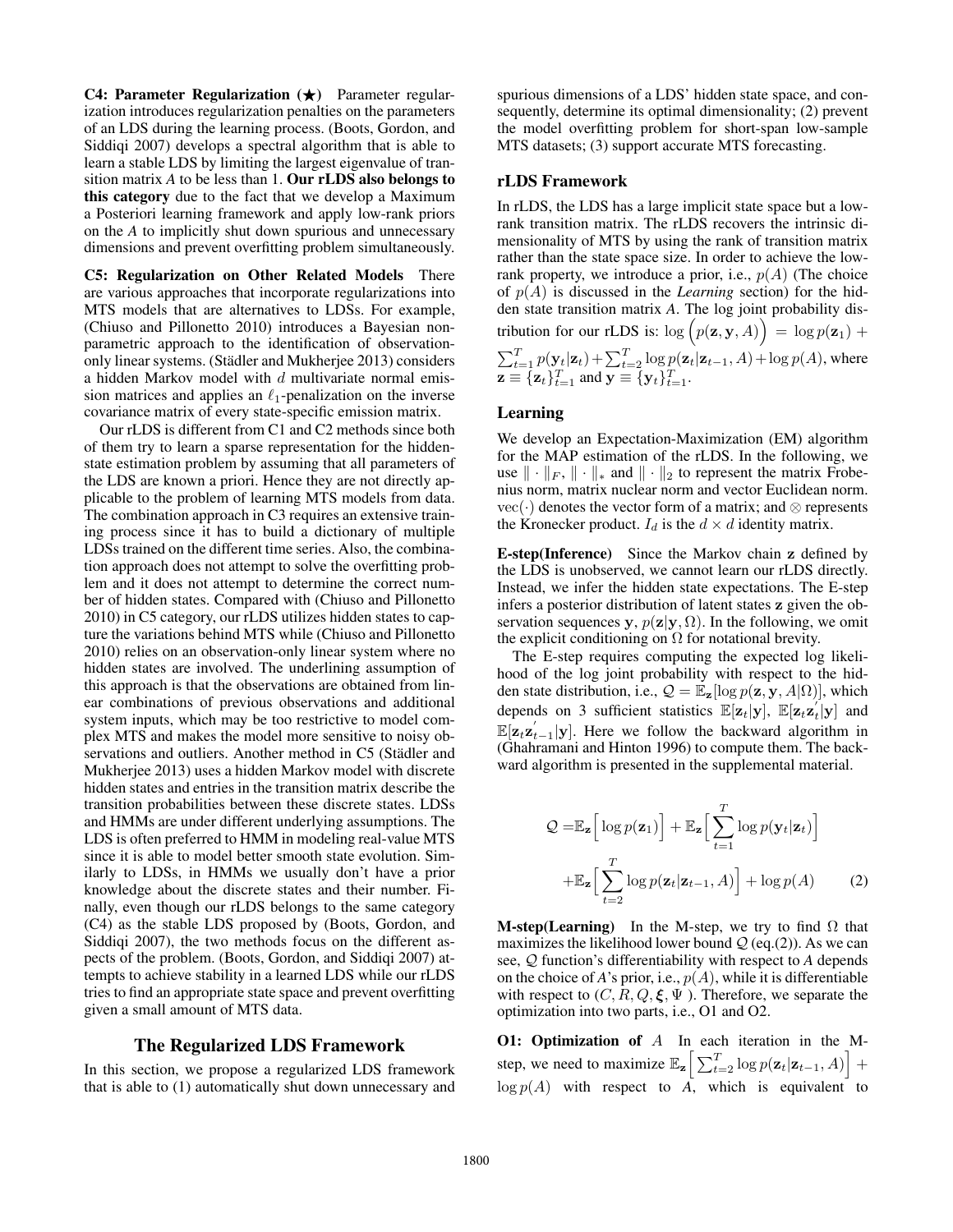**C4: Parameter Regularization (★)** Parameter regularization introduces regularization penalties on the parameters of an LDS during the learning process. (Boots, Gordon, and Siddiqi 2007) develops a spectral algorithm that is able to learn a stable LDS by limiting the largest eigenvalue of transition matrix *A* to be less than 1. **Our rLDS also belongs to this category** due to the fact that we develop a Maximum a Posteriori learning framework and apply low-rank priors on the *A* to implicitly shut down spurious and unnecessary dimensions and prevent overfitting problem simultaneously.

**C5: Regularization on Other Related Models** There are various approaches that incorporate regularizations into MTS models that are alternatives to LDSs. For example, (Chiuso and Pillonetto 2010) introduces a Bayesian nonparametric approach to the identification of observation-only linear systems. (Städler and Mukherjee 2013) considers a hidden Markov model with $d$ multivariate normal emission matrices and applies an $\ell_1$-penalization on the inverse covariance matrix of every state-specific emission matrix.

Our rLDS is different from C1 and C2 methods since both of them try to learn a sparse representation for the hidden-state estimation problem by assuming that all parameters of the LDS are known a priori. Hence they are not directly applicable to the problem of learning MTS models from data. The combination approach in C3 requires an extensive training process since it has to build a dictionary of multiple LDSs trained on the different time series. Also, the combination approach does not attempt to solve the overfitting problem and it does not attempt to determine the correct number of hidden states. Compared with (Chiuso and Pillonetto 2010) in C5 category, our rLDS utilizes hidden states to capture the variations behind MTS while (Chiuso and Pillonetto 2010) relies on an observation-only linear system where no hidden states are involved. The underlining assumption of this approach is that the observations are obtained from linear combinations of previous observations and additional system inputs, which may be too restrictive to model complex MTS and makes the model more sensitive to noisy observations and outliers. Another method in C5 (Städler and Mukherjee 2013) uses a hidden Markov model with discrete hidden states and entries in the transition matrix describe the transition probabilities between these discrete states. LDSs and HMMs are under different underlying assumptions. The LDS is often preferred to HMM in modeling real-value MTS since it is able to model better smooth state evolution. Similarly to LDSs, in HMMs we usually don't have a prior knowledge about the discrete states and their number. Finally, even though our rLDS belongs to the same category (C4) as the stable LDS proposed by (Boots, Gordon, and Siddiqi 2007), the two methods focus on the different aspects of the problem. (Boots, Gordon, and Siddiqi 2007) attempts to achieve stability in a learned LDS while our rLDS tries to find an appropriate state space and prevent overfitting given a small amount of MTS data.

## The Regularized LDS Framework

In this section, we propose a regularized LDS framework that is able to (1) automatically shut down unnecessary and spurious dimensions of a LDS' hidden state space, and consequently, determine its optimal dimensionality; (2) prevent the model overfitting problem for short-span low-sample MTS datasets; (3) support accurate MTS forecasting.

### rLDS Framework

In rLDS, the LDS has a large implicit state space but a low-rank transition matrix. The rLDS recovers the intrinsic dimensionality of MTS by using the rank of transition matrix rather than the state space size. In order to achieve the low-rank property, we introduce a prior, i.e., $p(A)$ (The choice of $p(A)$ is discussed in the *Learning* section) for the hidden state transition matrix *A*. The log joint probability distribution for our rLDS is: $\log\Big(p(\mathbf{z}, \mathbf{y}, A)\Big) = \log p(\mathbf{z}_1) + \sum_{t=1}^{T} p(\mathbf{y}_t|\mathbf{z}_t) + \sum_{t=2}^{T} \log p(\mathbf{z}_t|\mathbf{z}_{t-1}, A) + \log p(A)$, where $\mathbf{z} \equiv \{\mathbf{z}_t\}_{t=1}^{T}$ and $\mathbf{y} \equiv \{\mathbf{y}_t\}_{t=1}^{T}$.

### Learning

We develop an Expectation-Maximization (EM) algorithm for the MAP estimation of the rLDS. In the following, we use $\|\cdot\|_F$, $\|\cdot\|_*$ and $\|\cdot\|_2$ to represent the matrix Frobenius norm, matrix nuclear norm and vector Euclidean norm. $\text{vec}(\cdot)$ denotes the vector form of a matrix; and $\otimes$ represents the Kronecker product. $I_d$ is the $d \times d$ identity matrix.

**E-step(Inference)** Since the Markov chain $\mathbf{z}$ defined by the LDS is unobserved, we cannot learn our rLDS directly. Instead, we infer the hidden state expectations. The E-step infers a posterior distribution of latent states $\mathbf{z}$ given the observation sequences $\mathbf{y}$, $p(\mathbf{z}|\mathbf{y}, \Omega)$. In the following, we omit the explicit conditioning on $\Omega$ for notational brevity.

The E-step requires computing the expected log likelihood of the log joint probability with respect to the hidden state distribution, i.e., $\mathcal{Q} = \mathbb{E}_{\mathbf{z}}[\log p(\mathbf{z}, \mathbf{y}, A|\Omega)]$, which depends on 3 sufficient statistics $\mathbb{E}[\mathbf{z}_t|\mathbf{y}]$, $\mathbb{E}[\mathbf{z}_t\mathbf{z}_t^{'}|\mathbf{y}]$ and $\mathbb{E}[\mathbf{z}_t\mathbf{z}_{t-1}^{'}|\mathbf{y}]$. Here we follow the backward algorithm in (Ghahramani and Hinton 1996) to compute them. The backward algorithm is presented in the supplemental material.

$$
\begin{aligned}
\mathcal{Q} =& \mathbb{E}_{\mathbf{z}}\Big[\log p(\mathbf{z}_1)\Big] + \mathbb{E}_{\mathbf{z}}\Big[\sum_{t=1}^{T} \log p(\mathbf{y}_t|\mathbf{z}_t)\Big] \\
&+ \mathbb{E}_{\mathbf{z}}\Big[\sum_{t=2}^{T} \log p(\mathbf{z}_t|\mathbf{z}_{t-1}, A)\Big] + \log p(A) \qquad (2)
\end{aligned}
$$

**M-step(Learning)** In the M-step, we try to find $\Omega$ that maximizes the likelihood lower bound $\mathcal{Q}$ (eq.(2)). As we can see, $\mathcal{Q}$ function's differentiability with respect to *A* depends on the choice of *A*'s prior, i.e., $p(A)$, while it is differentiable with respect to $(C, R, Q, \boldsymbol{\xi}, \Psi)$. Therefore, we separate the optimization into two parts, i.e., O1 and O2.

**O1: Optimization of** $A$ In each iteration in the M-step, we need to maximize $\mathbb{E}_{\mathbf{z}}\Big[\sum_{t=2}^{T} \log p(\mathbf{z}_t|\mathbf{z}_{t-1}, A)\Big] + \log p(A)$ with respect to *A*, which is equivalent to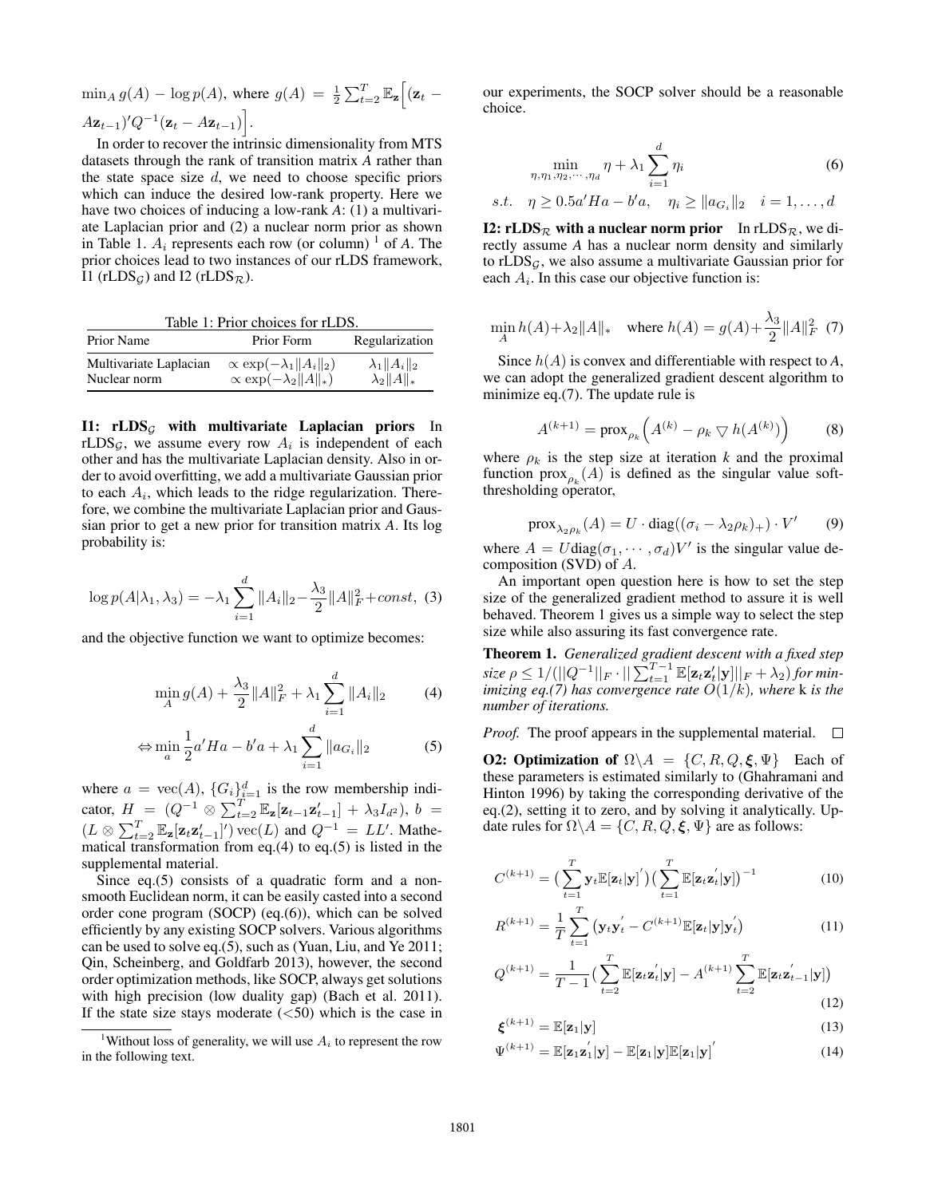$\min_A g(A) - \log p(A)$, where $g(A) = \frac{1}{2}\sum_{t=2}^{T} \mathbb{E}_{\mathbf{z}}\Big[(\mathbf{z}_t - A\mathbf{z}_{t-1})'Q^{-1}(\mathbf{z}_t - A\mathbf{z}_{t-1})\Big]$.

In order to recover the intrinsic dimensionality from MTS datasets through the rank of transition matrix *A* rather than the state space size $d$, we need to choose specific priors which can induce the desired low-rank property. Here we have two choices of inducing a low-rank *A*: (1) a multivariate Laplacian prior and (2) a nuclear norm prior as shown in Table 1. $A_i$ represents each row (or column) [1] of *A*. The prior choices lead to two instances of our rLDS framework, I1 (rLDS$_\mathcal{G}$) and I2 (rLDS$_\mathcal{R}$).

Table 1: Prior choices for rLDS.

| Prior Name | Prior Form | Regularization |
|---|---|---|
| Multivariate Laplacian | $\propto \exp(-\lambda_1 \|A_i\|_2)$ | $\lambda_1 \|A_i\|_2$ |
| Nuclear norm | $\propto \exp(-\lambda_2 \|A\|_*)$ | $\lambda_2 \|A\|_*$ |

**I1: rLDS$_\mathcal{G}$ with multivariate Laplacian priors** In rLDS$_\mathcal{G}$, we assume every row $A_i$ is independent of each other and has the multivariate Laplacian density. Also in order to avoid overfitting, we add a multivariate Gaussian prior to each $A_i$, which leads to the ridge regularization. Therefore, we combine the multivariate Laplacian prior and Gaussian prior to get a new prior for transition matrix *A*. Its log probability is:

$$\log p(A|\lambda_1, \lambda_3) = -\lambda_1 \sum_{i=1}^{d} \|A_i\|_2 - \frac{\lambda_3}{2}\|A\|_F^2 + const, \quad (3)$$

and the objective function we want to optimize becomes:

$$\min_A g(A) + \frac{\lambda_3}{2}\|A\|_F^2 + \lambda_1 \sum_{i=1}^{d} \|A_i\|_2 \quad (4)$$

$$\Leftrightarrow \min_a \frac{1}{2}a'Ha - b'a + \lambda_1 \sum_{i=1}^{d} \|a_{G_i}\|_2 \quad (5)$$

where $a = \text{vec}(A)$, $\{G_i\}_{i=1}^d$ is the row membership indicator, $H = (Q^{-1} \otimes \sum_{t=2}^{T} \mathbb{E}_{\mathbf{z}}[\mathbf{z}_{t-1}\mathbf{z}_{t-1}'] + \lambda_3 I_{d^2})$, $b = (L \otimes \sum_{t=2}^{T} \mathbb{E}_{\mathbf{z}}[\mathbf{z}_t\mathbf{z}_{t-1}']')\,\text{vec}(L)$ and $Q^{-1} = LL'$. Mathematical transformation from eq.(4) to eq.(5) is listed in the supplemental material.

Since eq.(5) consists of a quadratic form and a non-smooth Euclidean norm, it can be easily casted into a second order cone program (SOCP) (eq.(6)), which can be solved efficiently by any existing SOCP solvers. Various algorithms can be used to solve eq.(5), such as (Yuan, Liu, and Ye 2011; Qin, Scheinberg, and Goldfarb 2013), however, the second order optimization methods, like SOCP, always get solutions with high precision (low duality gap) (Bach et al. 2011). If the state size stays moderate (<50) which is the case in our experiments, the SOCP solver should be a reasonable choice.

$$\min_{\eta, \eta_1, \eta_2, \cdots, \eta_d} \eta + \lambda_1 \sum_{i=1}^{d} \eta_i \quad (6)$$

$$s.t. \quad \eta \geq 0.5a'Ha - b'a, \quad \eta_i \geq \|a_{G_i}\|_2 \quad i = 1, \ldots, d$$

**I2: rLDS$_\mathcal{R}$ with a nuclear norm prior** In rLDS$_\mathcal{R}$, we directly assume *A* has a nuclear norm density and similarly to rLDS$_\mathcal{G}$, we also assume a multivariate Gaussian prior for each $A_i$. In this case our objective function is:

$$\min_A h(A) + \lambda_2 \|A\|_* \quad \text{where } h(A) = g(A) + \frac{\lambda_3}{2}\|A\|_F^2 \quad (7)$$

Since $h(A)$ is convex and differentiable with respect to *A*, we can adopt the generalized gradient descent algorithm to minimize eq.(7). The update rule is

$$A^{(k+1)} = \text{prox}_{\rho_k}\Big(A^{(k)} - \rho_k \bigtriangledown h(A^{(k)})\Big) \quad (8)$$

where $\rho_k$ is the step size at iteration *k* and the proximal function $\text{prox}_{\rho_k}(A)$ is defined as the singular value soft-thresholding operator,

$$\text{prox}_{\lambda_2 \rho_k}(A) = U \cdot \text{diag}((\sigma_i - \lambda_2 \rho_k)_+) \cdot V' \quad (9)$$

where $A = U\text{diag}(\sigma_1, \cdots, \sigma_d)V'$ is the singular value decomposition (SVD) of *A*.

An important open question here is how to set the step size of the generalized gradient method to assure it is well behaved. Theorem 1 gives us a simple way to select the step size while also assuring its fast convergence rate.

**Theorem 1.** *Generalized gradient descent with a fixed step size* $\rho \leq 1/(\|Q^{-1}\|_F \cdot \|\sum_{t=1}^{T-1} \mathbb{E}[\mathbf{z}_t\mathbf{z}_t'|\mathbf{y}]\|_F + \lambda_2)$ *for minimizing eq.(7) has convergence rate* $O(1/k)$*, where* k *is the number of iterations.*

*Proof.* The proof appears in the supplemental material. □

**O2: Optimization of $\Omega \backslash A = \{C, R, Q, \boldsymbol{\xi}, \Psi\}$** Each of these parameters is estimated similarly to (Ghahramani and Hinton 1996) by taking the corresponding derivative of the eq.(2), setting it to zero, and by solving it analytically. Update rules for $\Omega \backslash A = \{C, R, Q, \boldsymbol{\xi}, \Psi\}$ are as follows:

$$C^{(k+1)} = \Big(\sum_{t=1}^{T} \mathbf{y}_t \mathbb{E}[\mathbf{z}_t|\mathbf{y}]'\Big)\Big(\sum_{t=1}^{T} \mathbb{E}[\mathbf{z}_t\mathbf{z}_t'|\mathbf{y}]\Big)^{-1} \quad (10)$$

$$R^{(k+1)} = \frac{1}{T}\sum_{t=1}^{T}\big(\mathbf{y}_t\mathbf{y}_t' - C^{(k+1)}\mathbb{E}[\mathbf{z}_t|\mathbf{y}]\mathbf{y}_t'\big) \quad (11)$$

$$Q^{(k+1)} = \frac{1}{T-1}\Big(\sum_{t=2}^{T} \mathbb{E}[\mathbf{z}_t\mathbf{z}_t'|\mathbf{y}] - A^{(k+1)}\sum_{t=2}^{T} \mathbb{E}[\mathbf{z}_t\mathbf{z}_{t-1}'|\mathbf{y}]\Big) \quad (12)$$

$$\boldsymbol{\xi}^{(k+1)} = \mathbb{E}[\mathbf{z}_1|\mathbf{y}] \quad (13)$$

$$\Psi^{(k+1)} = \mathbb{E}[\mathbf{z}_1\mathbf{z}_1'|\mathbf{y}] - \mathbb{E}[\mathbf{z}_1|\mathbf{y}]\mathbb{E}[\mathbf{z}_1|\mathbf{y}]' \quad (14)$$

[1] Without loss of generality, we will use $A_i$ to represent the row in the following text.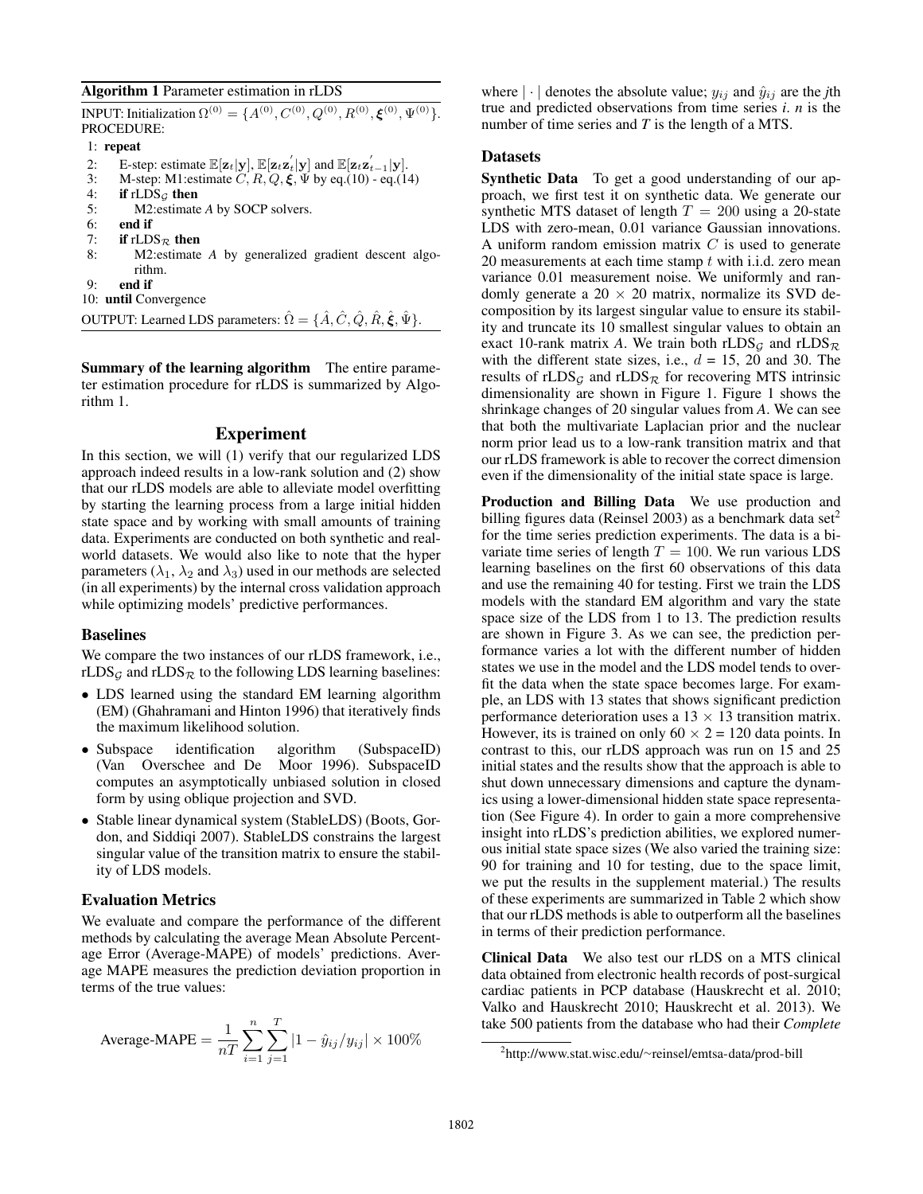**Algorithm 1** Parameter estimation in rLDS

INPUT: Initialization $\Omega^{(0)} = \{A^{(0)}, C^{(0)}, Q^{(0)}, R^{(0)}, \boldsymbol{\xi}^{(0)}, \Psi^{(0)}\}$.
PROCEDURE:

1: **repeat**
2: E-step: estimate $\mathbb{E}[\mathbf{z}_t|\mathbf{y}]$, $\mathbb{E}[\mathbf{z}_t\mathbf{z}_t^{'}|\mathbf{y}]$ and $\mathbb{E}[\mathbf{z}_t\mathbf{z}_{t-1}^{'}|\mathbf{y}]$.
3: M-step: M1:estimate $C, R, Q, \boldsymbol{\xi}, \Psi$ by eq.(10) - eq.(14)
4: **if** rLDS$_\mathcal{G}$ **then**
5: M2:estimate *A* by SOCP solvers.
6: **end if**
7: **if** rLDS$_\mathcal{R}$ **then**
8: M2:estimate *A* by generalized gradient descent algorithm.
9: **end if**
10: **until** Convergence

OUTPUT: Learned LDS parameters: $\hat{\Omega} = \{\hat{A}, \hat{C}, \hat{Q}, \hat{R}, \hat{\boldsymbol{\xi}}, \hat{\Psi}\}$.

**Summary of the learning algorithm** The entire parameter estimation procedure for rLDS is summarized by Algorithm 1.

## Experiment

In this section, we will (1) verify that our regularized LDS approach indeed results in a low-rank solution and (2) show that our rLDS models are able to alleviate model overfitting by starting the learning process from a large initial hidden state space and by working with small amounts of training data. Experiments are conducted on both synthetic and real-world datasets. We would also like to note that the hyper parameters ($\lambda_1$, $\lambda_2$ and $\lambda_3$) used in our methods are selected (in all experiments) by the internal cross validation approach while optimizing models' predictive performances.

### Baselines

We compare the two instances of our rLDS framework, i.e., rLDS$_\mathcal{G}$ and rLDS$_\mathcal{R}$ to the following LDS learning baselines:

- LDS learned using the standard EM learning algorithm (EM) (Ghahramani and Hinton 1996) that iteratively finds the maximum likelihood solution.
- Subspace identification algorithm (SubspaceID) (Van Overschee and De Moor 1996). SubspaceID computes an asymptotically unbiased solution in closed form by using oblique projection and SVD.
- Stable linear dynamical system (StableLDS) (Boots, Gordon, and Siddiqi 2007). StableLDS constrains the largest singular value of the transition matrix to ensure the stability of LDS models.

### Evaluation Metrics

We evaluate and compare the performance of the different methods by calculating the average Mean Absolute Percentage Error (Average-MAPE) of models' predictions. Average MAPE measures the prediction deviation proportion in terms of the true values:

$$\text{Average-MAPE} = \frac{1}{nT}\sum_{i=1}^{n}\sum_{j=1}^{T}|1 - \hat{y}_{ij}/y_{ij}| \times 100\%$$

where $|\cdot|$ denotes the absolute value; $y_{ij}$ and $\hat{y}_{ij}$ are the *j*th true and predicted observations from time series *i*. *n* is the number of time series and *T* is the length of a MTS.

### Datasets

**Synthetic Data** To get a good understanding of our approach, we first test it on synthetic data. We generate our synthetic MTS dataset of length $T = 200$ using a 20-state LDS with zero-mean, 0.01 variance Gaussian innovations. A uniform random emission matrix $C$ is used to generate 20 measurements at each time stamp $t$ with i.i.d. zero mean variance 0.01 measurement noise. We uniformly and randomly generate a $20 \times 20$ matrix, normalize its SVD decomposition by its largest singular value to ensure its stability and truncate its 10 smallest singular values to obtain an exact 10-rank matrix *A*. We train both rLDS$_\mathcal{G}$ and rLDS$_\mathcal{R}$ with the different state sizes, i.e., $d$ = 15, 20 and 30. The results of rLDS$_\mathcal{G}$ and rLDS$_\mathcal{R}$ for recovering MTS intrinsic dimensionality are shown in Figure 1. Figure 1 shows the shrinkage changes of 20 singular values from *A*. We can see that both the multivariate Laplacian prior and the nuclear norm prior lead us to a low-rank transition matrix and that our rLDS framework is able to recover the correct dimension even if the dimensionality of the initial state space is large.

**Production and Billing Data** We use production and billing figures data (Reinsel 2003) as a benchmark data set[2] for the time series prediction experiments. The data is a bivariate time series of length $T = 100$. We run various LDS learning baselines on the first 60 observations of this data and use the remaining 40 for testing. First we train the LDS models with the standard EM algorithm and vary the state space size of the LDS from 1 to 13. The prediction results are shown in Figure 3. As we can see, the prediction performance varies a lot with the different number of hidden states we use in the model and the LDS model tends to overfit the data when the state space becomes large. For example, an LDS with 13 states that shows significant prediction performance deterioration uses a $13 \times 13$ transition matrix. However, its is trained on only $60 \times 2$ = 120 data points. In contrast to this, our rLDS approach was run on 15 and 25 initial states and the results show that the approach is able to shut down unnecessary dimensions and capture the dynamics using a lower-dimensional hidden state space representation (See Figure 4). In order to gain a more comprehensive insight into rLDS's prediction abilities, we explored numerous initial state space sizes (We also varied the training size: 90 for training and 10 for testing, due to the space limit, we put the results in the supplement material.) The results of these experiments are summarized in Table 2 which show that our rLDS methods is able to outperform all the baselines in terms of their prediction performance.

**Clinical Data** We also test our rLDS on a MTS clinical data obtained from electronic health records of post-surgical cardiac patients in PCP database (Hauskrecht et al. 2010; Valko and Hauskrecht 2010; Hauskrecht et al. 2013). We take 500 patients from the database who had their *Complete*

[2] http://www.stat.wisc.edu/~reinsel/emtsa-data/prod-bill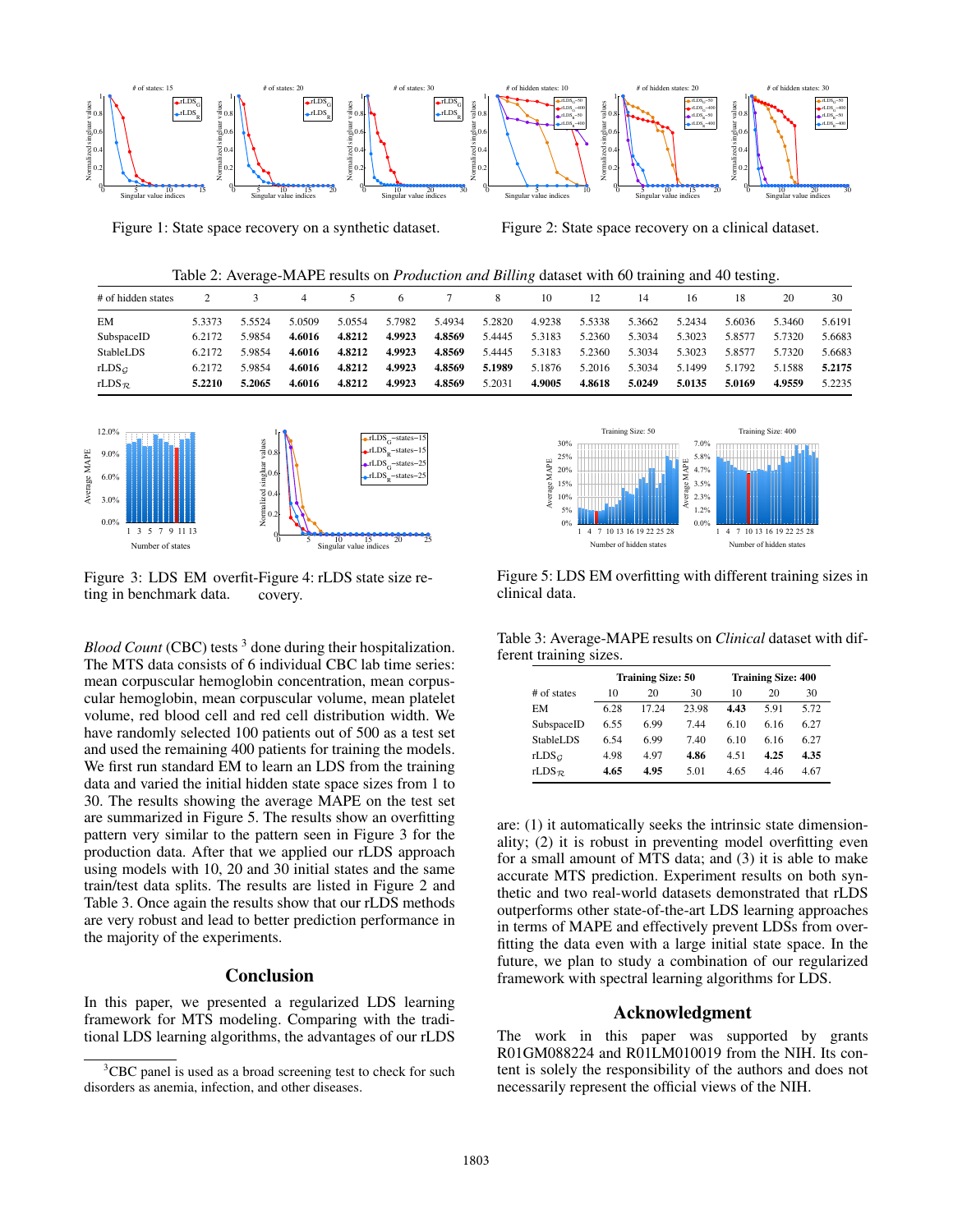Figure 1: State space recovery on a synthetic dataset.

Figure 2: State space recovery on a clinical dataset.

Table 2: Average-MAPE results on *Production and Billing* dataset with 60 training and 40 testing.

| # of hidden states | 2 | 3 | 4 | 5 | 6 | 7 | 8 | 10 | 12 | 14 | 16 | 18 | 20 | 30 |
|---|---|---|---|---|---|---|---|---|---|---|---|---|---|---|
| EM | 5.3373 | 5.5524 | 5.0509 | 5.0554 | 5.7982 | 5.4934 | 5.2820 | 4.9238 | 5.5338 | 5.3662 | 5.2434 | 5.6036 | 5.3460 | 5.6191 |
| SubspaceID | 6.2172 | 5.9854 | **4.6016** | **4.8212** | **4.9923** | **4.8569** | 5.4445 | 5.3183 | 5.2360 | 5.3034 | 5.3023 | 5.8577 | 5.7320 | 5.6683 |
| StableLDS | 6.2172 | 5.9854 | **4.6016** | **4.8212** | **4.9923** | **4.8569** | 5.4445 | 5.3183 | 5.2360 | 5.3034 | 5.3023 | 5.8577 | 5.7320 | 5.6683 |
| rLDS$_{\mathcal{G}}$ | 6.2172 | 5.9854 | **4.6016** | **4.8212** | **4.9923** | **4.8569** | **5.1989** | 5.1876 | 5.2016 | 5.3034 | 5.1499 | 5.1792 | 5.1588 | **5.2175** |
| rLDS$_{\mathcal{R}}$ | **5.2210** | **5.2065** | **4.6016** | **4.8212** | **4.9923** | **4.8569** | 5.2031 | **4.9005** | **4.8618** | **5.0249** | **5.0135** | **5.0169** | **4.9559** | 5.2235 |

Figure 3: LDS EM overfitting in benchmark data.

Figure 4: rLDS state size recovery.

Figure 5: LDS EM overfitting with different training sizes in clinical data.

Table 3: Average-MAPE results on *Clinical* dataset with different training sizes.

| | Training Size: 50 | | | Training Size: 400 | | |
|---|---|---|---|---|---|---|
| # of states | 10 | 20 | 30 | 10 | 20 | 30 |
| EM | 6.28 | 17.24 | 23.98 | **4.43** | 5.91 | 5.72 |
| SubspaceID | 6.55 | 6.99 | 7.44 | 6.10 | 6.16 | 6.27 |
| StableLDS | 6.54 | 6.99 | 7.40 | 6.10 | 6.16 | 6.27 |
| rLDS$_{\mathcal{G}}$ | 4.98 | 4.97 | **4.86** | 4.51 | **4.25** | **4.35** |
| rLDS$_{\mathcal{R}}$ | **4.65** | **4.95** | 5.01 | 4.65 | 4.46 | 4.67 |

*Blood Count* (CBC) tests [3] done during their hospitalization. The MTS data consists of 6 individual CBC lab time series: mean corpuscular hemoglobin concentration, mean corpuscular hemoglobin, mean corpuscular volume, mean platelet volume, red blood cell and red cell distribution width. We have randomly selected 100 patients out of 500 as a test set and used the remaining 400 patients for training the models. We first run standard EM to learn an LDS from the training data and varied the initial hidden state space sizes from 1 to 30. The results showing the average MAPE on the test set are summarized in Figure 5. The results show an overfitting pattern very similar to the pattern seen in Figure 3 for the production data. After that we applied our rLDS approach using models with 10, 20 and 30 initial states and the same train/test data splits. The results are listed in Figure 2 and Table 3. Once again the results show that our rLDS methods are very robust and lead to better prediction performance in the majority of the experiments.

## Conclusion

In this paper, we presented a regularized LDS learning framework for MTS modeling. Comparing with the traditional LDS learning algorithms, the advantages of our rLDS are: (1) it automatically seeks the intrinsic state dimensionality; (2) it is robust in preventing model overfitting even for a small amount of MTS data; and (3) it is able to make accurate MTS prediction. Experiment results on both synthetic and two real-world datasets demonstrated that rLDS outperforms other state-of-the-art LDS learning approaches in terms of MAPE and effectively prevent LDSs from overfitting the data even with a large initial state space. In the future, we plan to study a combination of our regularized framework with spectral learning algorithms for LDS.

## Acknowledgment

The work in this paper was supported by grants R01GM088224 and R01LM010019 from the NIH. Its content is solely the responsibility of the authors and does not necessarily represent the official views of the NIH.

[3] CBC panel is used as a broad screening test to check for such disorders as anemia, infection, and other diseases.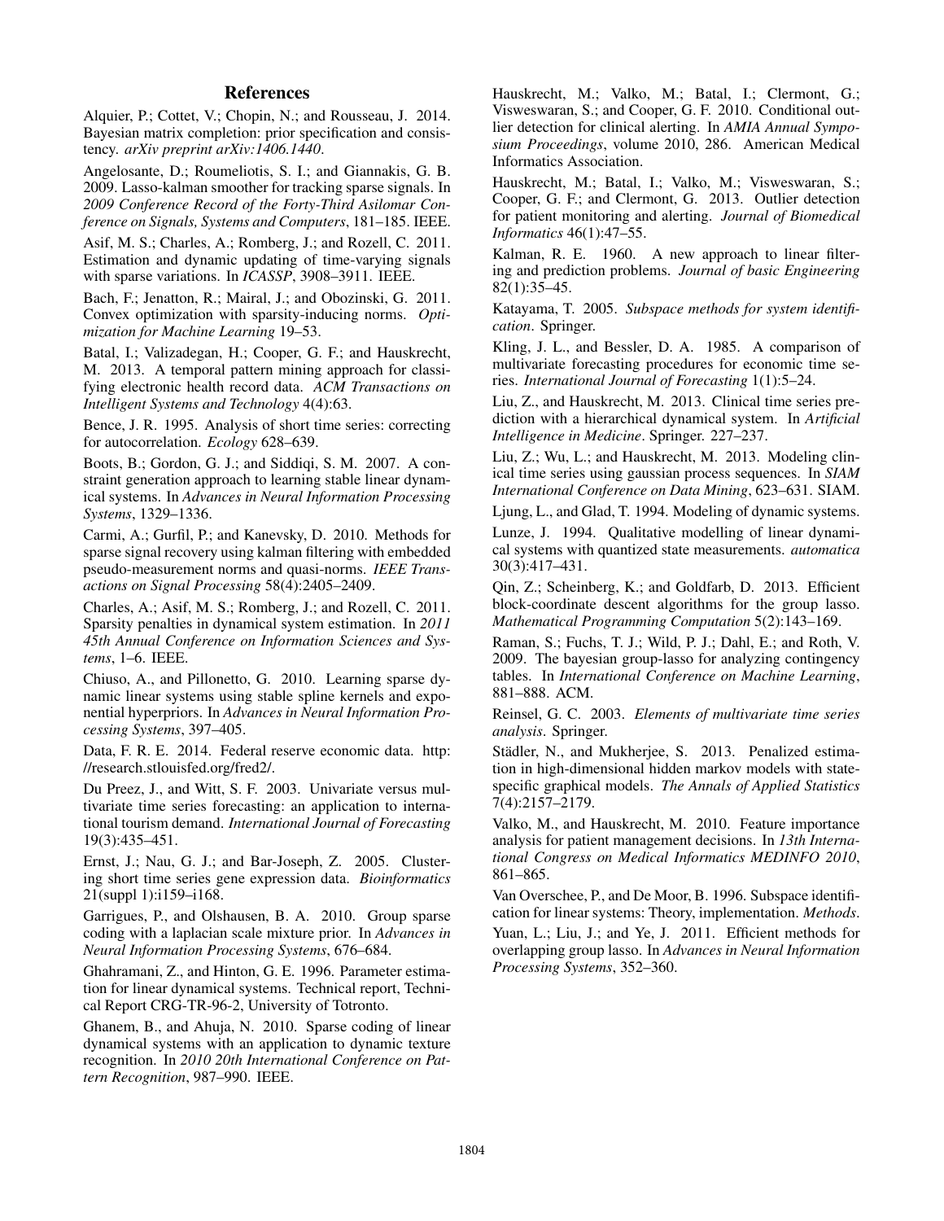## References

Alquier, P.; Cottet, V.; Chopin, N.; and Rousseau, J. 2014. Bayesian matrix completion: prior specification and consistency. *arXiv preprint arXiv:1406.1440*.

Angelosante, D.; Roumeliotis, S. I.; and Giannakis, G. B. 2009. Lasso-kalman smoother for tracking sparse signals. In *2009 Conference Record of the Forty-Third Asilomar Conference on Signals, Systems and Computers*, 181–185. IEEE.

Asif, M. S.; Charles, A.; Romberg, J.; and Rozell, C. 2011. Estimation and dynamic updating of time-varying signals with sparse variations. In *ICASSP*, 3908–3911. IEEE.

Bach, F.; Jenatton, R.; Mairal, J.; and Obozinski, G. 2011. Convex optimization with sparsity-inducing norms. *Optimization for Machine Learning* 19–53.

Batal, I.; Valizadegan, H.; Cooper, G. F.; and Hauskrecht, M. 2013. A temporal pattern mining approach for classifying electronic health record data. *ACM Transactions on Intelligent Systems and Technology* 4(4):63.

Bence, J. R. 1995. Analysis of short time series: correcting for autocorrelation. *Ecology* 628–639.

Boots, B.; Gordon, G. J.; and Siddiqi, S. M. 2007. A constraint generation approach to learning stable linear dynamical systems. In *Advances in Neural Information Processing Systems*, 1329–1336.

Carmi, A.; Gurfil, P.; and Kanevsky, D. 2010. Methods for sparse signal recovery using kalman filtering with embedded pseudo-measurement norms and quasi-norms. *IEEE Transactions on Signal Processing* 58(4):2405–2409.

Charles, A.; Asif, M. S.; Romberg, J.; and Rozell, C. 2011. Sparsity penalties in dynamical system estimation. In *2011 45th Annual Conference on Information Sciences and Systems*, 1–6. IEEE.

Chiuso, A., and Pillonetto, G. 2010. Learning sparse dynamic linear systems using stable spline kernels and exponential hyperpriors. In *Advances in Neural Information Processing Systems*, 397–405.

Data, F. R. E. 2014. Federal reserve economic data. http://research.stlouisfed.org/fred2/.

Du Preez, J., and Witt, S. F. 2003. Univariate versus multivariate time series forecasting: an application to international tourism demand. *International Journal of Forecasting* 19(3):435–451.

Ernst, J.; Nau, G. J.; and Bar-Joseph, Z. 2005. Clustering short time series gene expression data. *Bioinformatics* 21(suppl 1):i159–i168.

Garrigues, P., and Olshausen, B. A. 2010. Group sparse coding with a laplacian scale mixture prior. In *Advances in Neural Information Processing Systems*, 676–684.

Ghahramani, Z., and Hinton, G. E. 1996. Parameter estimation for linear dynamical systems. Technical report, Technical Report CRG-TR-96-2, University of Totronto.

Ghanem, B., and Ahuja, N. 2010. Sparse coding of linear dynamical systems with an application to dynamic texture recognition. In *2010 20th International Conference on Pattern Recognition*, 987–990. IEEE.

Hauskrecht, M.; Valko, M.; Batal, I.; Clermont, G.; Visweswaran, S.; and Cooper, G. F. 2010. Conditional outlier detection for clinical alerting. In *AMIA Annual Symposium Proceedings*, volume 2010, 286. American Medical Informatics Association.

Hauskrecht, M.; Batal, I.; Valko, M.; Visweswaran, S.; Cooper, G. F.; and Clermont, G. 2013. Outlier detection for patient monitoring and alerting. *Journal of Biomedical Informatics* 46(1):47–55.

Kalman, R. E. 1960. A new approach to linear filtering and prediction problems. *Journal of basic Engineering* 82(1):35–45.

Katayama, T. 2005. *Subspace methods for system identification*. Springer.

Kling, J. L., and Bessler, D. A. 1985. A comparison of multivariate forecasting procedures for economic time series. *International Journal of Forecasting* 1(1):5–24.

Liu, Z., and Hauskrecht, M. 2013. Clinical time series prediction with a hierarchical dynamical system. In *Artificial Intelligence in Medicine*. Springer. 227–237.

Liu, Z.; Wu, L.; and Hauskrecht, M. 2013. Modeling clinical time series using gaussian process sequences. In *SIAM International Conference on Data Mining*, 623–631. SIAM.

Ljung, L., and Glad, T. 1994. Modeling of dynamic systems.

Lunze, J. 1994. Qualitative modelling of linear dynamical systems with quantized state measurements. *automatica* 30(3):417–431.

Qin, Z.; Scheinberg, K.; and Goldfarb, D. 2013. Efficient block-coordinate descent algorithms for the group lasso. *Mathematical Programming Computation* 5(2):143–169.

Raman, S.; Fuchs, T. J.; Wild, P. J.; Dahl, E.; and Roth, V. 2009. The bayesian group-lasso for analyzing contingency tables. In *International Conference on Machine Learning*, 881–888. ACM.

Reinsel, G. C. 2003. *Elements of multivariate time series analysis*. Springer.

Städler, N., and Mukherjee, S. 2013. Penalized estimation in high-dimensional hidden markov models with state-specific graphical models. *The Annals of Applied Statistics* 7(4):2157–2179.

Valko, M., and Hauskrecht, M. 2010. Feature importance analysis for patient management decisions. In *13th International Congress on Medical Informatics MEDINFO 2010*, 861–865.

Van Overschee, P., and De Moor, B. 1996. Subspace identification for linear systems: Theory, implementation. *Methods*.

Yuan, L.; Liu, J.; and Ye, J. 2011. Efficient methods for overlapping group lasso. In *Advances in Neural Information Processing Systems*, 352–360.